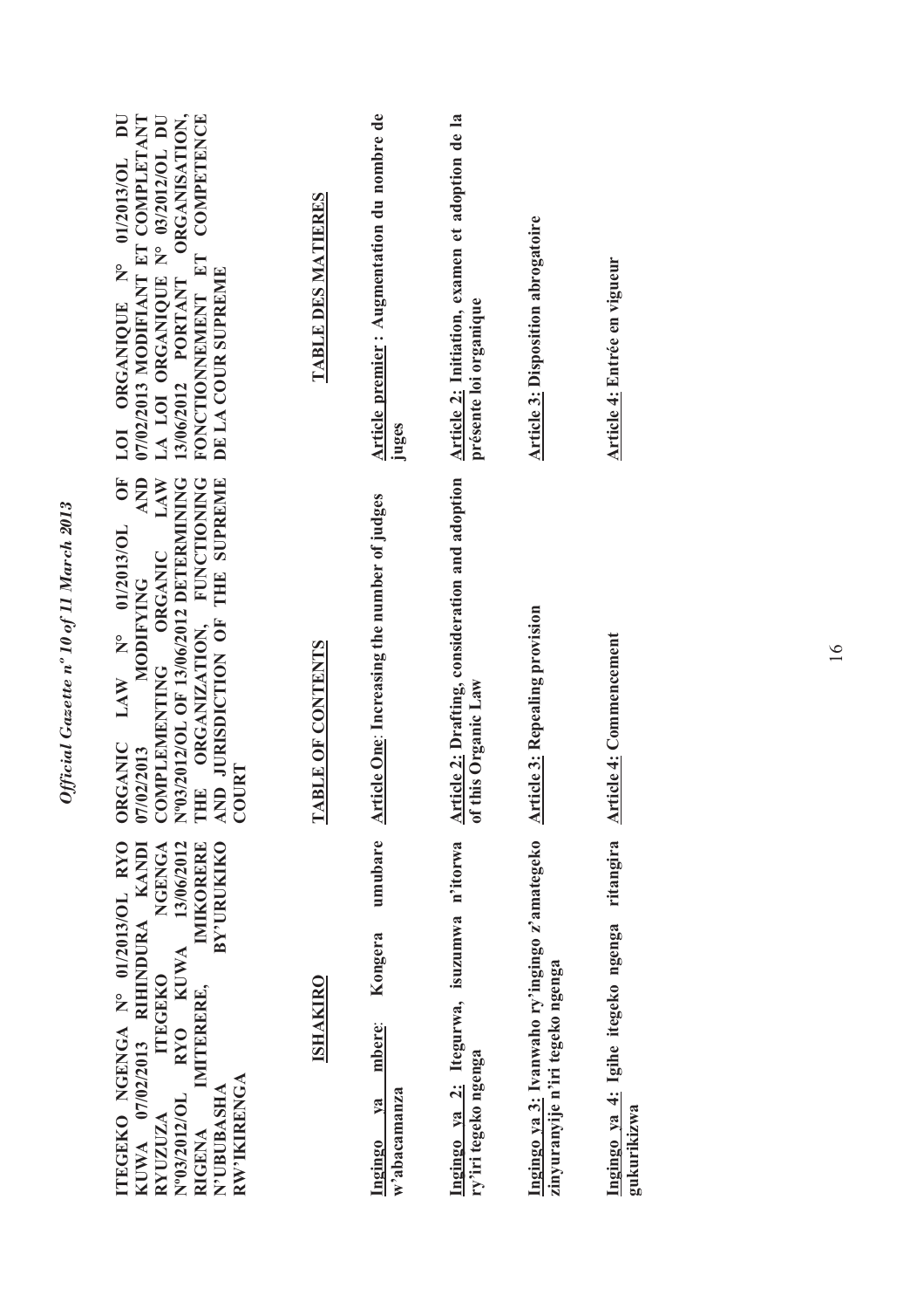**ITEGEKO NGENGA N° 01/2013/OL RYO KUWA 07/02/2013 RIHINDURA KANDI RYUZUZA ITEGEKO NGENGA N°03/2012/OL RYO KUWA 13/06/2012 RIGENA IMITERERE, IMIKORERE N'UBUBASHA BY'URUKIKO RW'IKIRENGA**

**ISHAKIRO**

**Ingingo ya mbere**: Kongera umubare w'abacamanza

**Ingingo ya 2:** Itegurwa, isuzumwa n'itorwa ry'iri tegeko ngenga

**Ingingo ya 3:** Ivanwaho ry'ingingo z'amategeko zinyuranyije n'iri tegeko ngenga

**Ingingo ya 4:** Igihe itegeko ngenga ritangira gukurikizwa

**ORGANIC LAW N° 01/2013/OL OF 07/02/2013 MODIFYING AND COMPLEMENTING ORGANIC LAW N°03/2012/OL OF 13/06/2012 DETERMINING THE ORGANIZATION, FUNCTIONING AND JURISDICTION OF THE SUPREME COURT**

**TABLE OF CONTENTS**

**Article One**: Increasing the number of judges

**Article 2:** Drafting, consideration and adoption of this Organic Law

**Article 3:** Repealing provision

**Article 4:** Commencement

**LOI ORGANIQUE N° 01/2013/OL DU 07/02/2013 MODIFIANT ET COMPLETANT LA LOI ORGANIQUE N° 03/2012/OL DU 13/06/2012 PORTANT ORGANISATION, FONCTIONNEMENT ET COMPETENCE DE LA COUR SUPREME**

**TABLE DES MATIERES**

**Article premier** : Augmentation du nombre de juges

**Article 2:** Initiation, examen et adoption de la présente loi organique

**Article 3:** Disposition abrogatoire

**Article 4:** Entrée en vigueur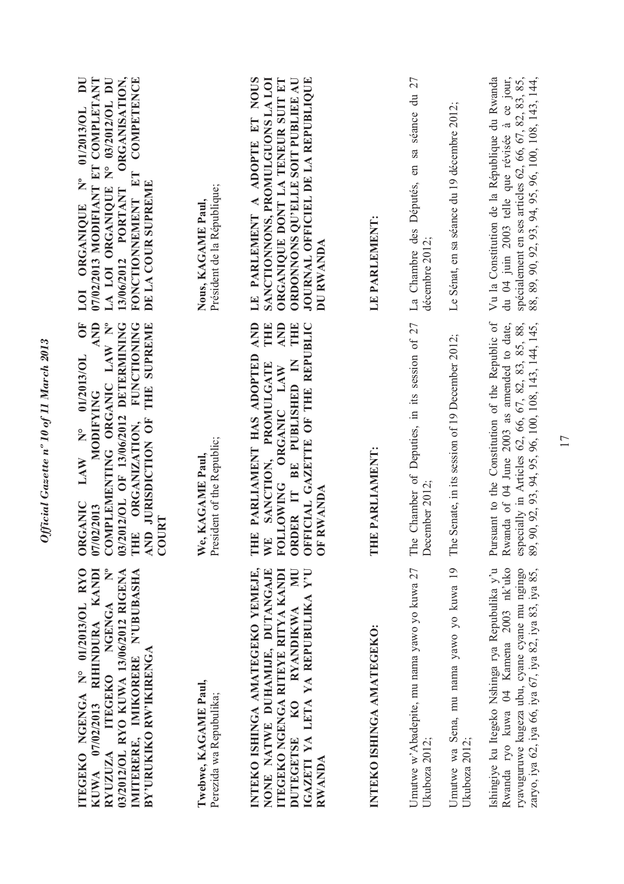**ITEGEKO NGENGA N° 01/2013/OL RYO KUWA 07/02/2013 RIHINDURA KANDI RYUZUZA ITEGEKO NGENGA N° 03/2012/OL RYO KUWA 13/06/2012 RIGENA IMITERERE, IMIKORERE N'UBUBASHA BY'URUKIKO RW'IKIRENGA**

**Twebwe, KAGAME Paul,**
Perezida wa Repubulika;

**INTEKO ISHINGA AMATEGEKO YEMEJE, NONE NATWE DUHAMIJE, DUTANGAJE ITEGEKO NGENGA RITEYE RITYA KANDI DUTEGETSE KO RYANDIKWA MU IGAZETI YA LETA YA REPUBULIKA Y'U RWANDA**

**INTEKO ISHINGA AMATEGEKO:**

Umutwe w'Abadepite, mu nama yawo yo kuwa 27 Ukuboza 2012;

Umutwe wa Sena, mu nama yawo yo kuwa 19 Ukuboza 2012;

Ishingiye ku Itegeko Nshinga rya Repubulika y'u Rwanda ryo kuwa 04 Kamena 2003 nk'uko ryavuguruwe kugeza ubu, cyane cyane mu ngingo zaryo, iya 62, iya 66, iya 67, iya 82, iya 83, iya 85,

**ORGANIC LAW N° 01/2013/OL OF 07/02/2013 MODIFYING AND COMPLEMENTING ORGANIC LAW N° 03/2012/OL OF 13/06/2012 DETERMINING THE ORGANIZATION, FUNCTIONING AND JURISDICTION OF THE SUPREME COURT**

**We, KAGAME Paul,**
President of the Republic;

**THE PARLIAMENT HAS ADOPTED AND WE SANCTION, PROMULGATE THE FOLLOWING ORGANIC LAW AND ORDER IT BE PUBLISHED IN THE OFFICIAL GAZETTE OF THE REPUBLIC OF RWANDA**

**THE PARLIAMENT:**

The Chamber of Deputies, in its session of 27 December 2012;

The Senate, in its session of 19 December 2012;

Pursuant to the Constitution of the Republic of Rwanda of 04 June 2003 as amended to date, especially in Articles 62, 66, 67, 82, 83, 85, 88, 89, 90, 92, 93, 94, 95, 96, 100, 108, 143, 144, 145,

**LOI ORGANIQUE N° 01/2013/OL DU 07/02/2013 MODIFIANT ET COMPLETANT LA LOI ORGANIQUE N° 03/2012/OL DU 13/06/2012 PORTANT ORGANISATION, FONCTIONNEMENT ET COMPETENCE DE LA COUR SUPREME**

**Nous, KAGAME Paul,**
Président de la République;

**LE PARLEMENT A ADOPTE ET NOUS SANCTIONNONS, PROMULGUONS LA LOI ORGANIQUE DONT LA TENEUR SUIT ET ORDONNONS QU'ELLE SOIT PUBLIEE AU JOURNAL OFFICIEL DE LA REPUBLIQUE DU RWANDA**

**LE PARLEMENT:**

La Chambre des Députés, en sa séance du 27 décembre 2012;

Le Sénat, en sa séance du 19 décembre 2012;

Vu la Constitution de la République du Rwanda du 04 juin 2003 telle que révisée à ce jour, spécialement en ses articles 62, 66, 67, 82, 83, 85, 88, 89, 90, 92, 93, 94, 95, 96, 100, 108, 143, 144,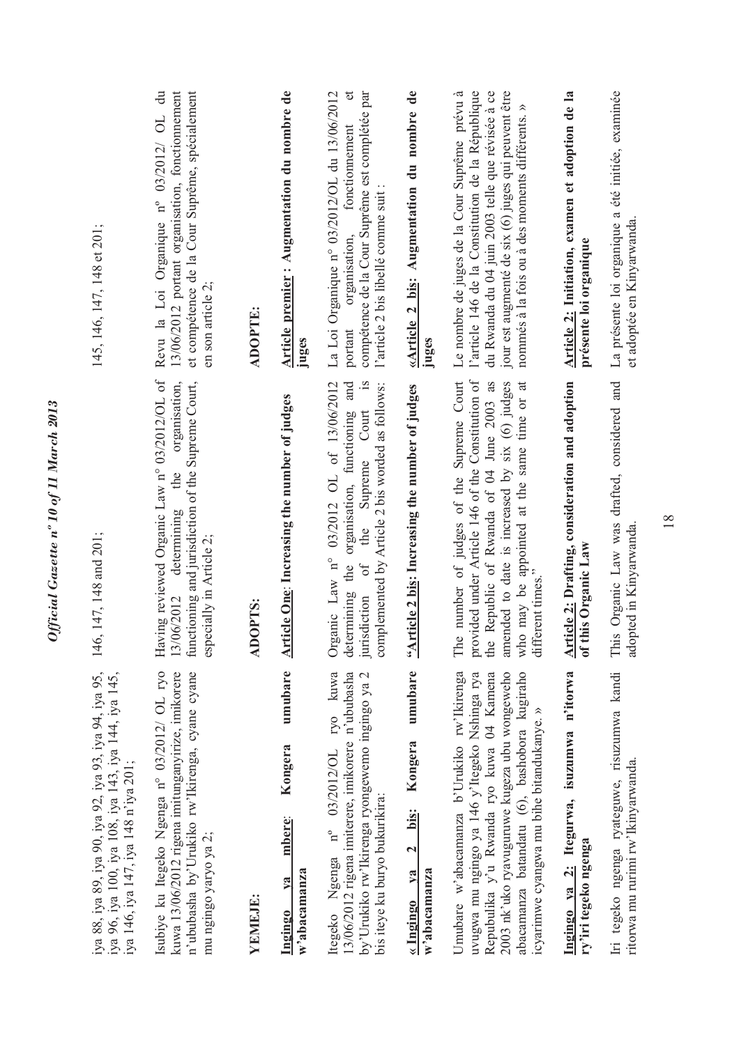iya 88, iya 89, iya 90, iya 92, iya 93, iya 94, iya 95, iya 96, iya 100, iya 108, iya 143, iya 144, iya 145, iya 146, iya 147, iya 148 n'iya 201;

Isubiye ku Itegeko Ngenga n° 03/2012/ OL ryo kuwa 13/06/2012 rigena imitunganyirize, imikorere n'ububasha by'Urukiko rw'Ikirenga, cyane cyane mu ngingo yaryo ya 2;

**YEMEJE:**

**Ingingo ya mbere: Kongera umubare w'abacamanza**

Itegeko Ngenga n° 03/2012/OL ryo kuwa 13/06/2012 rigena imiterere, imikorere n'ububasha by'Urukiko rw'Ikirenga ryongewemo ingingo ya 2 bis iteye ku buryo bukurikira:

**« Ingingo ya 2 bis: Kongera umubare w'abacamanza**

Umubare w'abacamanza b'Urukiko rw'Ikirenga uvugwa mu ngingo ya 146 y'Itegeko Nshinga rya Repubulika y'u Rwanda ryo kuwa 04 Kamena 2003 nk'uko ryavuguruwe kugeza ubu wongeweho abacamanza batandatu (6), bashobora kugiraho icyarimwe cyangwa mu bihe bitandukanye. »

**Ingingo ya 2: Itegurwa, isuzumwa n'itorwa ry'iri tegeko ngenga**

Iri tegeko ngenga ryateguwe, risuzumwa kandi ritorwa mu rurimi rw'Ikinyarwanda.

146, 147, 148 and 201;

Having reviewed Organic Law n° 03/2012/OL of 13/06/2012 determining the organisation, functioning and jurisdiction of the Supreme Court, especially in Article 2;

**ADOPTS:**

**Article One: Increasing the number of judges**

Organic Law n° 03/2012 OL of 13/06/2012 determining the organisation, functioning and jurisdiction of the Supreme Court is complemented by Article 2 bis worded as follows:

**"Article 2 bis: Increasing the number of judges**

The number of judges of the Supreme Court provided under Article 146 of the Constitution of the Republic of Rwanda of 04 June 2003 as amended to date is increased by six (6) judges who may be appointed at the same time or at different times."

**Article 2: Drafting, consideration and adoption of this Organic Law**

This Organic Law was drafted, considered and adopted in Kinyarwanda.

145, 146, 147, 148 et 201;

Revu la Loi Organique n° 03/2012/ OL du 13/06/2012 portant organisation, fonctionnement et compétence de la Cour Suprême, spécialement en son article 2;

**ADOPTE:**

**Article premier : Augmentation du nombre de juges**

La Loi Organique n° 03/2012/OL du 13/06/2012 portant organisation, fonctionnement et compétence de la Cour Suprême est complétée par l'article 2 bis libellé comme suit :

**«Article 2 bis: Augmentation du nombre de juges**

Le nombre de juges de la Cour Suprême prévu à l'article 146 de la Constitution de la République du Rwanda du 04 juin 2003 telle que révisée à ce jour est augmenté de six (6) juges qui peuvent être nommés à la fois ou à des moments différents. »

**Article 2: Initiation, examen et adoption de la présente loi organique**

La présente loi organique a été initiée, examinée et adoptée en Kinyarwanda.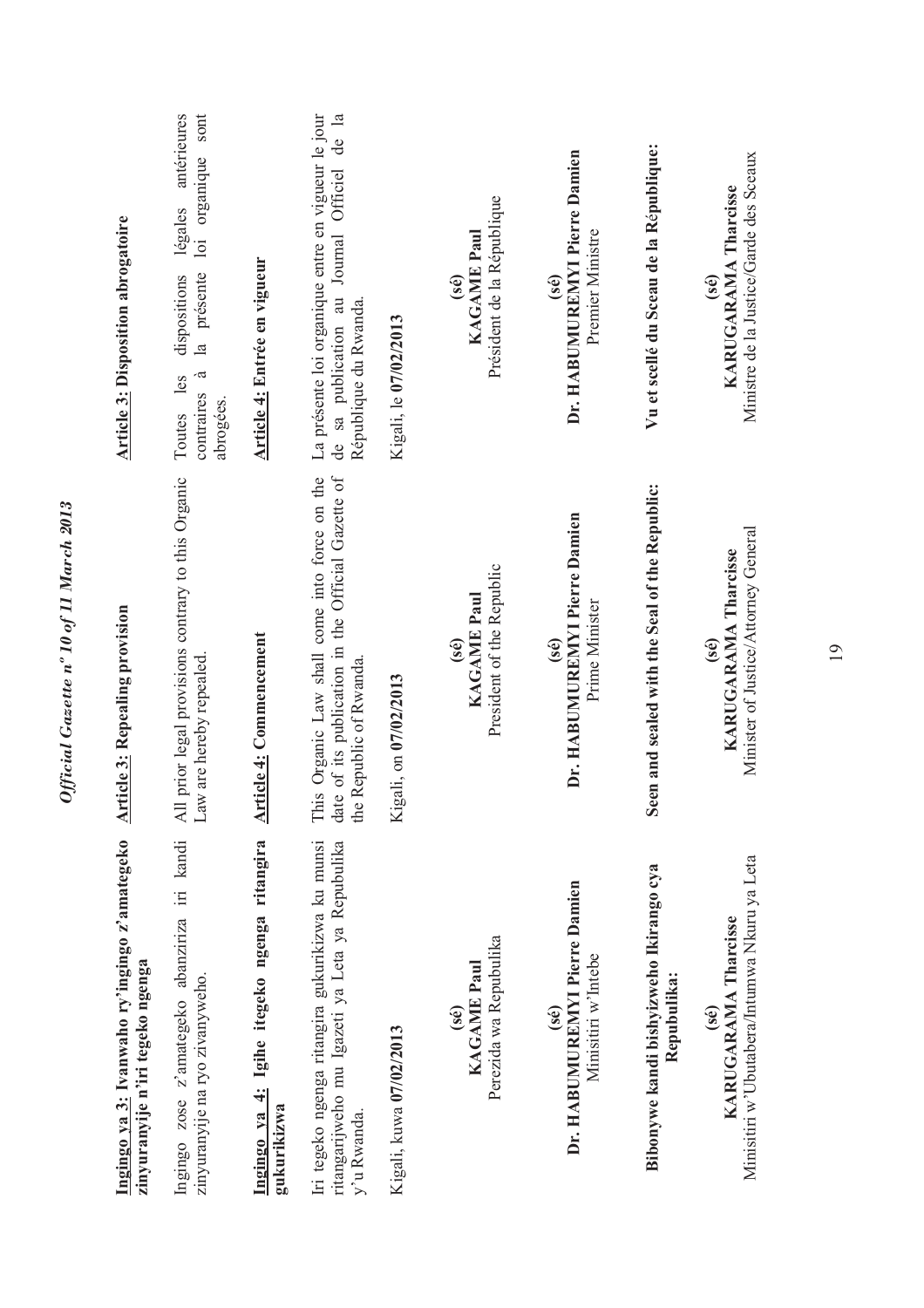**Ingingo ya 3: Ivanwaho ry'ingingo z'amategeko zinyuranyije n'iri tegeko ngenga**

Ingingo zose z'amategeko abanziriza iri kandi zinyuranyije na ryo zivanyweho.

**Ingingo ya 4: Igihe itegeko ngenga ritangira gukurikizwa**

Iri tegeko ngenga ritangira gukurikizwa ku munsi ritangarijweho mu Igazeti ya Leta ya Repubulika y'u Rwanda.

Kigali, kuwa **07/02/2013**

**(sé)**
**KAGAME Paul**
Perezida wa Repubulika

**(sé)**
**Dr. HABUMUREMYI Pierre Damien**
Minisitiri w'Intebe

**Bibonywe kandi bishyizweho Ikirango cya Repubulika:**

**(sé)**
**KARUGARAMA Tharcisse**
Minisitiri w'Ubutabera/Intumwa Nkuru ya Leta

**Article 3: Repealing provision**

All prior legal provisions contrary to this Organic Law are hereby repealed.

**Article 4: Commencement**

This Organic Law shall come into force on the date of its publication in the Official Gazette of the Republic of Rwanda.

Kigali, on **07/02/2013**

**(sé)**
**KAGAME Paul**
President of the Republic

**(sé)**
**Dr. HABUMUREMYI Pierre Damien**
Prime Minister

**Seen and sealed with the Seal of the Republic:**

**(sé)**
**KARUGARAMA Tharcisse**
Minister of Justice/Attorney General

**Article 3: Disposition abrogatoire**

Toutes les dispositions légales antérieures contraires à la présente loi organique sont abrogées.

**Article 4: Entrée en vigueur**

La présente loi organique entre en vigueur le jour de sa publication au Journal Officiel de la République du Rwanda.

Kigali, le **07/02/2013**

**(sé)**
**KAGAME Paul**
Président de la République

**(sé)**
**Dr. HABUMUREMYI Pierre Damien**
Premier Ministre

**Vu et scellé du Sceau de la République:**

**(sé)**
**KARUGARAMA Tharcisse**
Ministre de la Justice/Garde des Sceaux